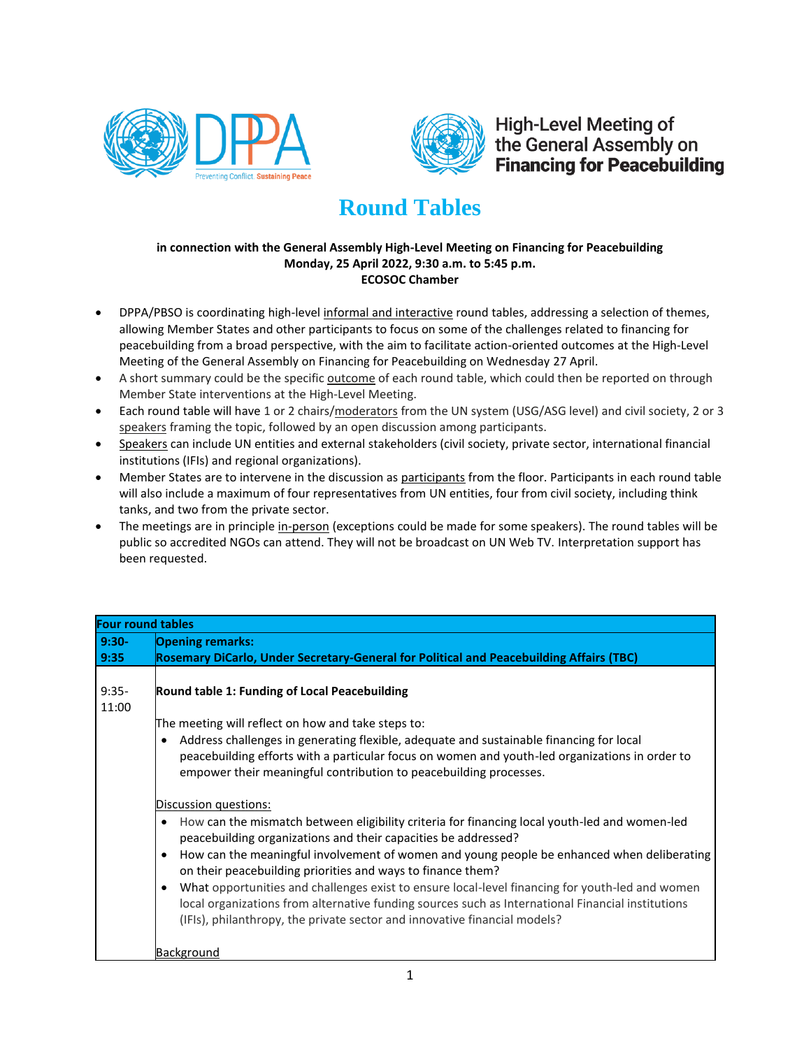High-Level Meeting of the General Assembly on **Financing for Peacebuilding**

# Round Tables

**in connection with the General Assembly High-Level Meeting on Financing for Peacebuilding**
**Monday, 25 April 2022, 9:30 a.m. to 5:45 p.m.**
**ECOSOC Chamber**

- DPPA/PBSO is coordinating high-level informal and interactive round tables, addressing a selection of themes, allowing Member States and other participants to focus on some of the challenges related to financing for peacebuilding from a broad perspective, with the aim to facilitate action-oriented outcomes at the High-Level Meeting of the General Assembly on Financing for Peacebuilding on Wednesday 27 April.
- A short summary could be the specific outcome of each round table, which could then be reported on through Member State interventions at the High-Level Meeting.
- Each round table will have 1 or 2 chairs/moderators from the UN system (USG/ASG level) and civil society, 2 or 3 speakers framing the topic, followed by an open discussion among participants.
- Speakers can include UN entities and external stakeholders (civil society, private sector, international financial institutions (IFIs) and regional organizations).
- Member States are to intervene in the discussion as participants from the floor. Participants in each round table will also include a maximum of four representatives from UN entities, four from civil society, including think tanks, and two from the private sector.
- The meetings are in principle in-person (exceptions could be made for some speakers). The round tables will be public so accredited NGOs can attend. They will not be broadcast on UN Web TV. Interpretation support has been requested.

| **Four round tables** | |
|---|---|
| **9:30-9:35** | **Opening remarks:** **Rosemary DiCarlo, Under Secretary-General for Political and Peacebuilding Affairs (TBC)** |
| 9:35-11:00 | **Round table 1: Funding of Local Peacebuilding**<br><br>The meeting will reflect on how and take steps to:<br>• Address challenges in generating flexible, adequate and sustainable financing for local peacebuilding efforts with a particular focus on women and youth-led organizations in order to empower their meaningful contribution to peacebuilding processes.<br><br>Discussion questions:<br>• How can the mismatch between eligibility criteria for financing local youth-led and women-led peacebuilding organizations and their capacities be addressed?<br>• How can the meaningful involvement of women and young people be enhanced when deliberating on their peacebuilding priorities and ways to finance them?<br>• What opportunities and challenges exist to ensure local-level financing for youth-led and women local organizations from alternative funding sources such as International Financial institutions (IFIs), philanthropy, the private sector and innovative financial models?<br><br>Background |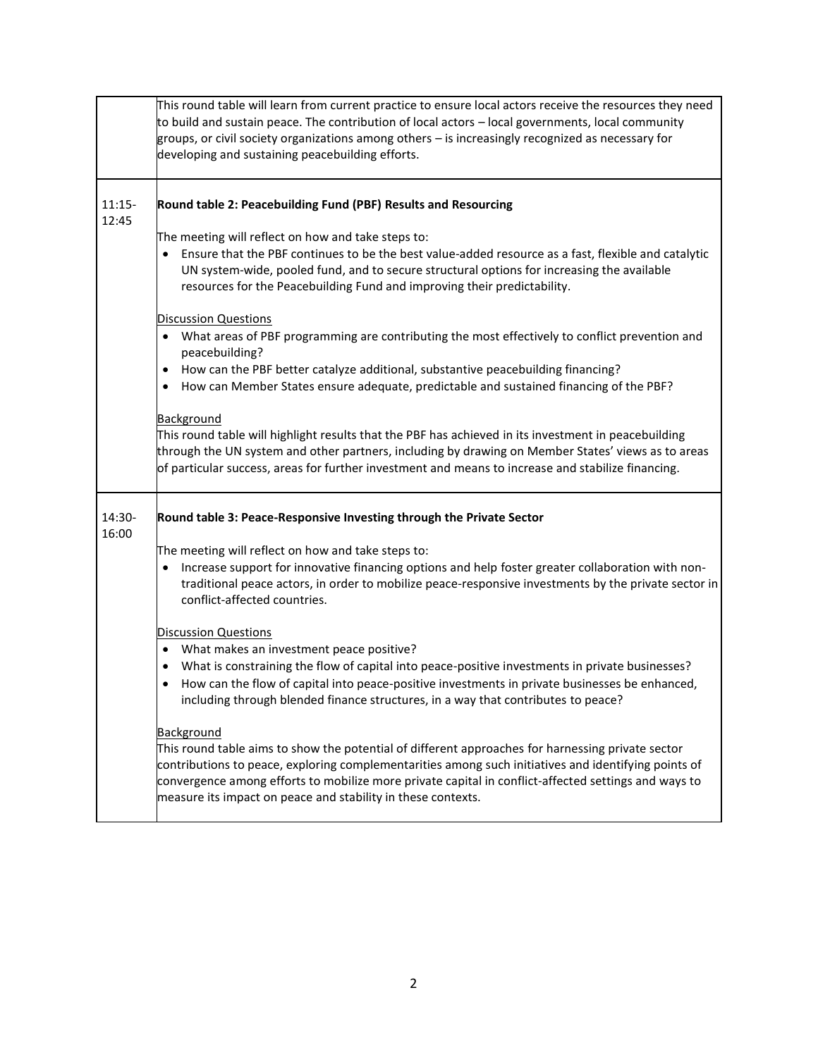| | |
|---|---|
| | This round table will learn from current practice to ensure local actors receive the resources they need to build and sustain peace. The contribution of local actors – local governments, local community groups, or civil society organizations among others – is increasingly recognized as necessary for developing and sustaining peacebuilding efforts. |
| 11:15-12:45 | **Round table 2: Peacebuilding Fund (PBF) Results and Resourcing**<br><br>The meeting will reflect on how and take steps to:<br>• Ensure that the PBF continues to be the best value-added resource as a fast, flexible and catalytic UN system-wide, pooled fund, and to secure structural options for increasing the available resources for the Peacebuilding Fund and improving their predictability.<br><br>Discussion Questions<br>• What areas of PBF programming are contributing the most effectively to conflict prevention and peacebuilding?<br>• How can the PBF better catalyze additional, substantive peacebuilding financing?<br>• How can Member States ensure adequate, predictable and sustained financing of the PBF?<br><br>Background<br>This round table will highlight results that the PBF has achieved in its investment in peacebuilding through the UN system and other partners, including by drawing on Member States' views as to areas of particular success, areas for further investment and means to increase and stabilize financing. |
| 14:30-16:00 | **Round table 3: Peace-Responsive Investing through the Private Sector**<br><br>The meeting will reflect on how and take steps to:<br>• Increase support for innovative financing options and help foster greater collaboration with non-traditional peace actors, in order to mobilize peace-responsive investments by the private sector in conflict-affected countries.<br><br>Discussion Questions<br>• What makes an investment peace positive?<br>• What is constraining the flow of capital into peace-positive investments in private businesses?<br>• How can the flow of capital into peace-positive investments in private businesses be enhanced, including through blended finance structures, in a way that contributes to peace?<br><br>Background<br>This round table aims to show the potential of different approaches for harnessing private sector contributions to peace, exploring complementarities among such initiatives and identifying points of convergence among efforts to mobilize more private capital in conflict-affected settings and ways to measure its impact on peace and stability in these contexts. |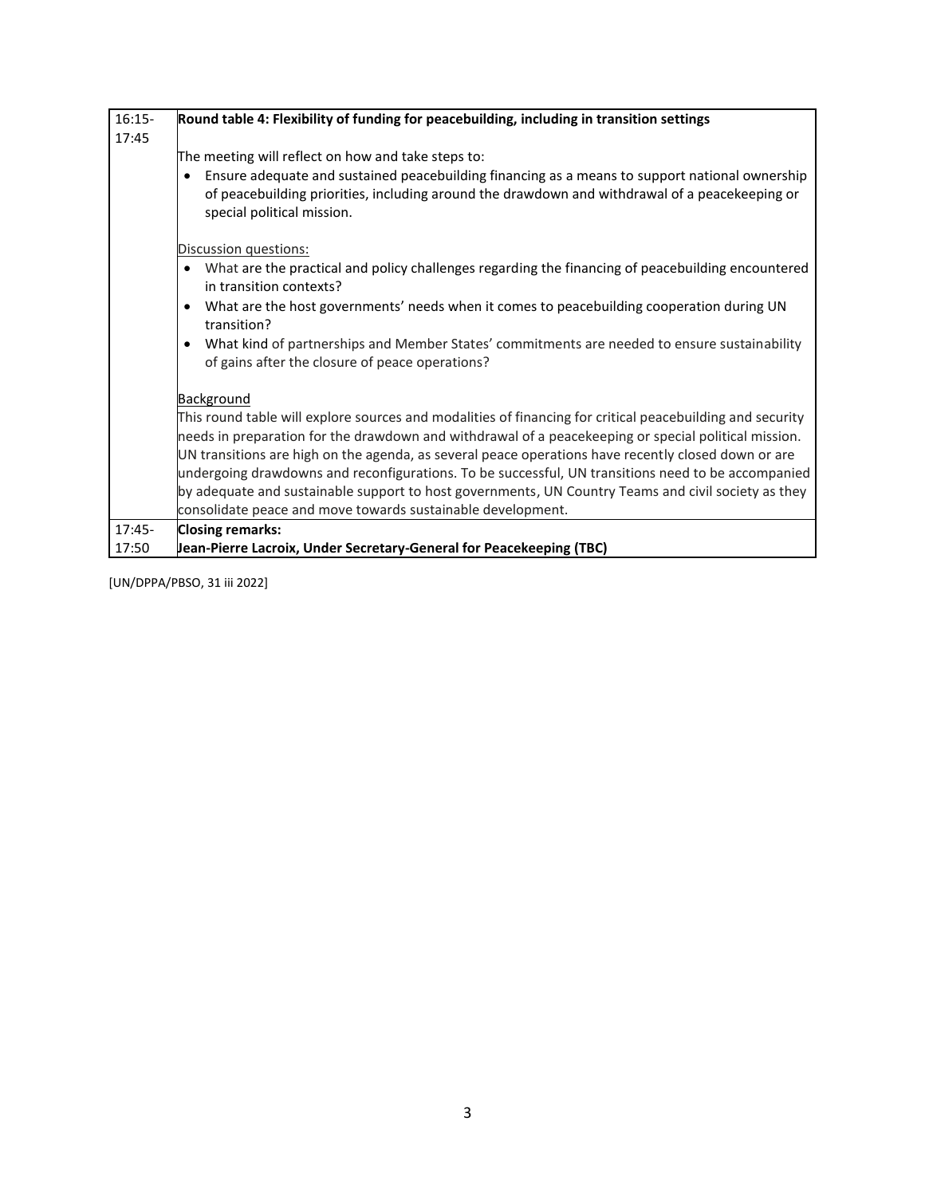| | |
|---|---|
| 16:15-17:45 | **Round table 4: Flexibility of funding for peacebuilding, including in transition settings**<br><br>The meeting will reflect on how and take steps to:<br>• Ensure adequate and sustained peacebuilding financing as a means to support national ownership of peacebuilding priorities, including around the drawdown and withdrawal of a peacekeeping or special political mission.<br><br>Discussion questions:<br>• What are the practical and policy challenges regarding the financing of peacebuilding encountered in transition contexts?<br>• What are the host governments' needs when it comes to peacebuilding cooperation during UN transition?<br>• What kind of partnerships and Member States' commitments are needed to ensure sustainability of gains after the closure of peace operations?<br><br>Background<br>This round table will explore sources and modalities of financing for critical peacebuilding and security needs in preparation for the drawdown and withdrawal of a peacekeeping or special political mission. UN transitions are high on the agenda, as several peace operations have recently closed down or are undergoing drawdowns and reconfigurations. To be successful, UN transitions need to be accompanied by adequate and sustainable support to host governments, UN Country Teams and civil society as they consolidate peace and move towards sustainable development. |
| 17:45-17:50 | **Closing remarks:**<br>**Jean-Pierre Lacroix, Under Secretary-General for Peacekeeping (TBC)** |

[UN/DPPA/PBSO, 31 iii 2022]